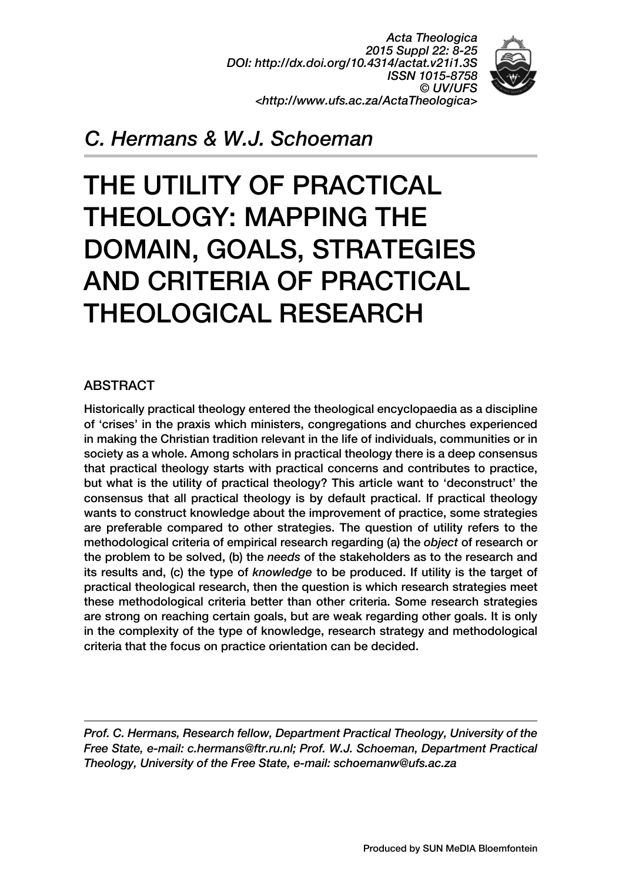*C. Hermans & W.J. Schoeman*

# THE UTILITY OF PRACTICAL THEOLOGY: MAPPING THE DOMAIN, GOALS, STRATEGIES AND CRITERIA OF PRACTICAL THEOLOGICAL RESEARCH

## ABSTRACT

Historically practical theology entered the theological encyclopaedia as a discipline of 'crises' in the praxis which ministers, congregations and churches experienced in making the Christian tradition relevant in the life of individuals, communities or in society as a whole. Among scholars in practical theology there is a deep consensus that practical theology starts with practical concerns and contributes to practice, but what is the utility of practical theology? This article want to 'deconstruct' the consensus that all practical theology is by default practical. If practical theology wants to construct knowledge about the improvement of practice, some strategies are preferable compared to other strategies. The question of utility refers to the methodological criteria of empirical research regarding (a) the *object* of research or the problem to be solved, (b) the *needs* of the stakeholders as to the research and its results and, (c) the type of *knowledge* to be produced. If utility is the target of practical theological research, then the question is which research strategies meet these methodological criteria better than other criteria. Some research strategies are strong on reaching certain goals, but are weak regarding other goals. It is only in the complexity of the type of knowledge, research strategy and methodological criteria that the focus on practice orientation can be decided.

---

*Prof. C. Hermans, Research fellow, Department Practical Theology, University of the Free State, e-mail: c.hermans@ftr.ru.nl; Prof. W.J. Schoeman, Department Practical Theology, University of the Free State, e-mail: schoemanw@ufs.ac.za*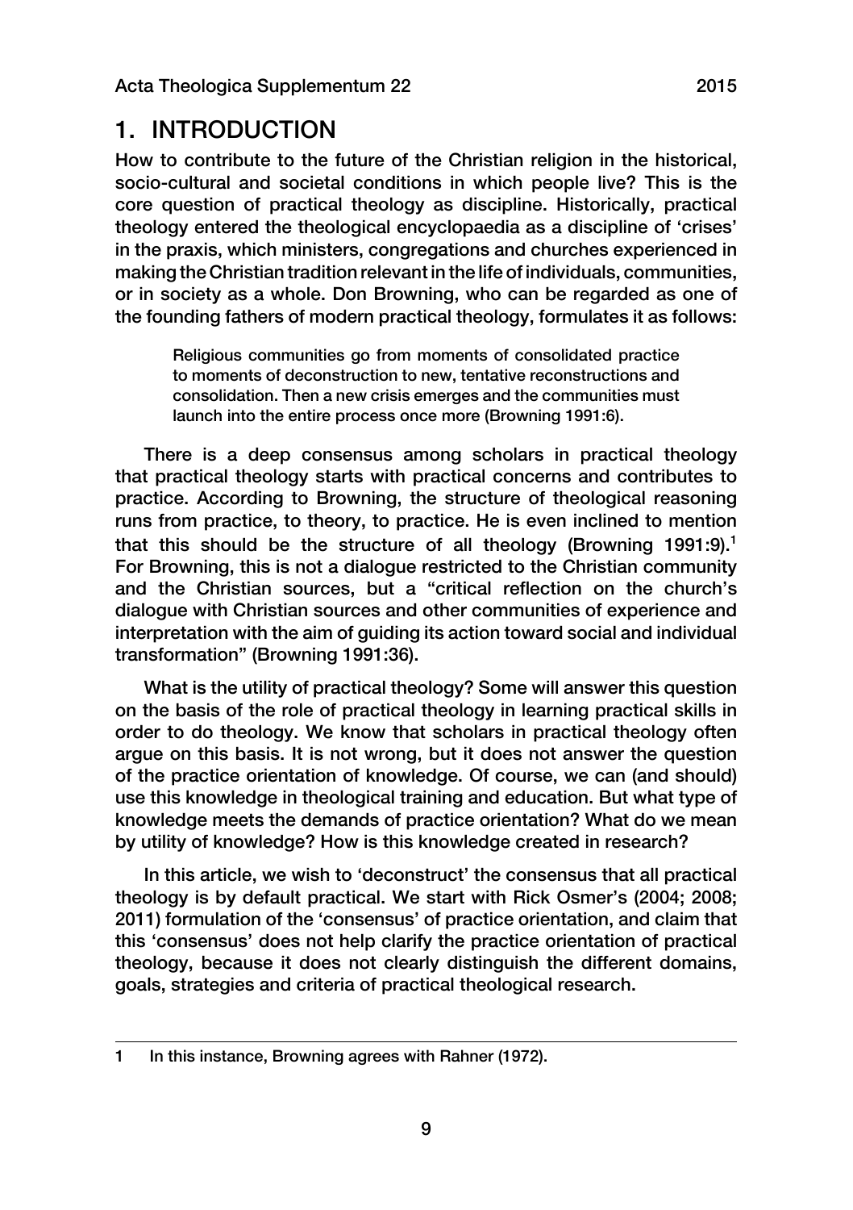## 1. INTRODUCTION

How to contribute to the future of the Christian religion in the historical, socio-cultural and societal conditions in which people live? This is the core question of practical theology as discipline. Historically, practical theology entered the theological encyclopaedia as a discipline of 'crises' in the praxis, which ministers, congregations and churches experienced in making the Christian tradition relevant in the life of individuals, communities, or in society as a whole. Don Browning, who can be regarded as one of the founding fathers of modern practical theology, formulates it as follows:

> Religious communities go from moments of consolidated practice to moments of deconstruction to new, tentative reconstructions and consolidation. Then a new crisis emerges and the communities must launch into the entire process once more (Browning 1991:6).

There is a deep consensus among scholars in practical theology that practical theology starts with practical concerns and contributes to practice. According to Browning, the structure of theological reasoning runs from practice, to theory, to practice. He is even inclined to mention that this should be the structure of all theology (Browning 1991:9).[1] For Browning, this is not a dialogue restricted to the Christian community and the Christian sources, but a "critical reflection on the church's dialogue with Christian sources and other communities of experience and interpretation with the aim of guiding its action toward social and individual transformation" (Browning 1991:36).

What is the utility of practical theology? Some will answer this question on the basis of the role of practical theology in learning practical skills in order to do theology. We know that scholars in practical theology often argue on this basis. It is not wrong, but it does not answer the question of the practice orientation of knowledge. Of course, we can (and should) use this knowledge in theological training and education. But what type of knowledge meets the demands of practice orientation? What do we mean by utility of knowledge? How is this knowledge created in research?

In this article, we wish to 'deconstruct' the consensus that all practical theology is by default practical. We start with Rick Osmer's (2004; 2008; 2011) formulation of the 'consensus' of practice orientation, and claim that this 'consensus' does not help clarify the practice orientation of practical theology, because it does not clearly distinguish the different domains, goals, strategies and criteria of practical theological research.

---

1 In this instance, Browning agrees with Rahner (1972).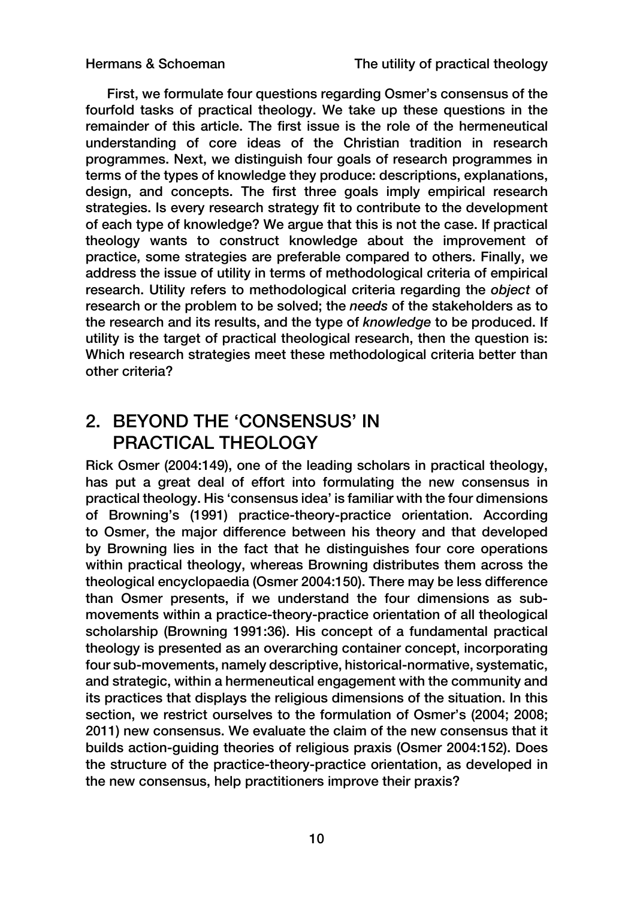First, we formulate four questions regarding Osmer's consensus of the fourfold tasks of practical theology. We take up these questions in the remainder of this article. The first issue is the role of the hermeneutical understanding of core ideas of the Christian tradition in research programmes. Next, we distinguish four goals of research programmes in terms of the types of knowledge they produce: descriptions, explanations, design, and concepts. The first three goals imply empirical research strategies. Is every research strategy fit to contribute to the development of each type of knowledge? We argue that this is not the case. If practical theology wants to construct knowledge about the improvement of practice, some strategies are preferable compared to others. Finally, we address the issue of utility in terms of methodological criteria of empirical research. Utility refers to methodological criteria regarding the *object* of research or the problem to be solved; the *needs* of the stakeholders as to the research and its results, and the type of *knowledge* to be produced. If utility is the target of practical theological research, then the question is: Which research strategies meet these methodological criteria better than other criteria?

## 2. BEYOND THE 'CONSENSUS' IN PRACTICAL THEOLOGY

Rick Osmer (2004:149), one of the leading scholars in practical theology, has put a great deal of effort into formulating the new consensus in practical theology. His 'consensus idea' is familiar with the four dimensions of Browning's (1991) practice-theory-practice orientation. According to Osmer, the major difference between his theory and that developed by Browning lies in the fact that he distinguishes four core operations within practical theology, whereas Browning distributes them across the theological encyclopaedia (Osmer 2004:150). There may be less difference than Osmer presents, if we understand the four dimensions as sub-movements within a practice-theory-practice orientation of all theological scholarship (Browning 1991:36). His concept of a fundamental practical theology is presented as an overarching container concept, incorporating four sub-movements, namely descriptive, historical-normative, systematic, and strategic, within a hermeneutical engagement with the community and its practices that displays the religious dimensions of the situation. In this section, we restrict ourselves to the formulation of Osmer's (2004; 2008; 2011) new consensus. We evaluate the claim of the new consensus that it builds action-guiding theories of religious praxis (Osmer 2004:152). Does the structure of the practice-theory-practice orientation, as developed in the new consensus, help practitioners improve their praxis?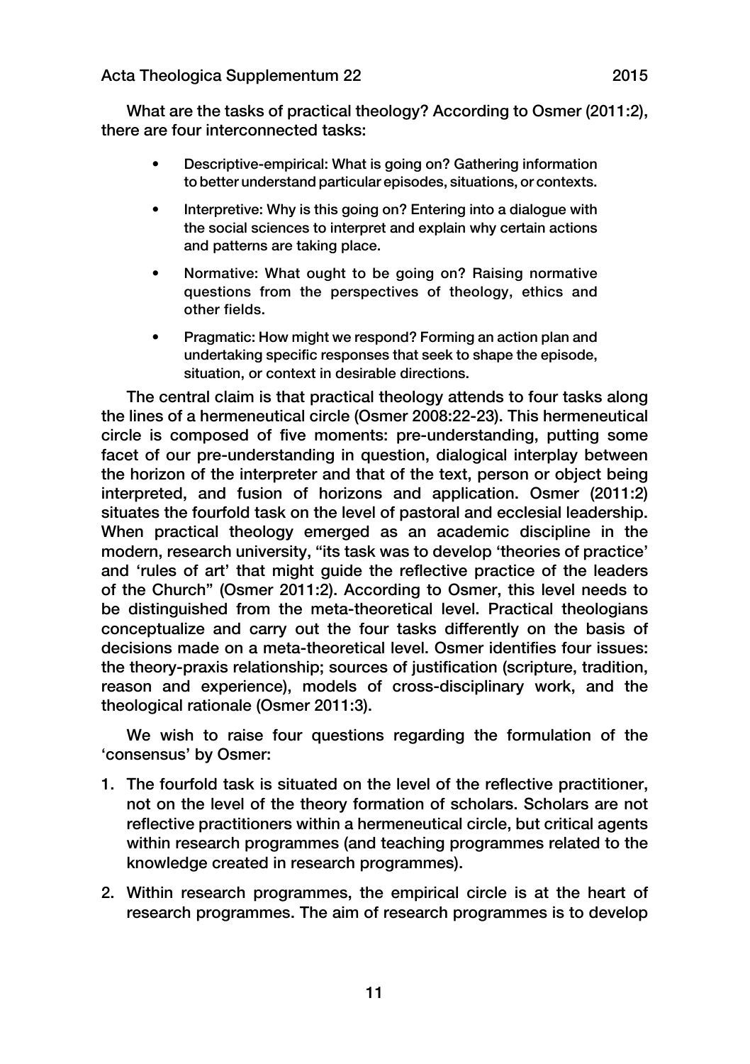What are the tasks of practical theology? According to Osmer (2011:2), there are four interconnected tasks:

- Descriptive-empirical: What is going on? Gathering information to better understand particular episodes, situations, or contexts.
- Interpretive: Why is this going on? Entering into a dialogue with the social sciences to interpret and explain why certain actions and patterns are taking place.
- Normative: What ought to be going on? Raising normative questions from the perspectives of theology, ethics and other fields.
- Pragmatic: How might we respond? Forming an action plan and undertaking specific responses that seek to shape the episode, situation, or context in desirable directions.

The central claim is that practical theology attends to four tasks along the lines of a hermeneutical circle (Osmer 2008:22-23). This hermeneutical circle is composed of five moments: pre-understanding, putting some facet of our pre-understanding in question, dialogical interplay between the horizon of the interpreter and that of the text, person or object being interpreted, and fusion of horizons and application. Osmer (2011:2) situates the fourfold task on the level of pastoral and ecclesial leadership. When practical theology emerged as an academic discipline in the modern, research university, "its task was to develop 'theories of practice' and 'rules of art' that might guide the reflective practice of the leaders of the Church" (Osmer 2011:2). According to Osmer, this level needs to be distinguished from the meta-theoretical level. Practical theologians conceptualize and carry out the four tasks differently on the basis of decisions made on a meta-theoretical level. Osmer identifies four issues: the theory-praxis relationship; sources of justification (scripture, tradition, reason and experience), models of cross-disciplinary work, and the theological rationale (Osmer 2011:3).

We wish to raise four questions regarding the formulation of the 'consensus' by Osmer:

1. The fourfold task is situated on the level of the reflective practitioner, not on the level of the theory formation of scholars. Scholars are not reflective practitioners within a hermeneutical circle, but critical agents within research programmes (and teaching programmes related to the knowledge created in research programmes).
2. Within research programmes, the empirical circle is at the heart of research programmes. The aim of research programmes is to develop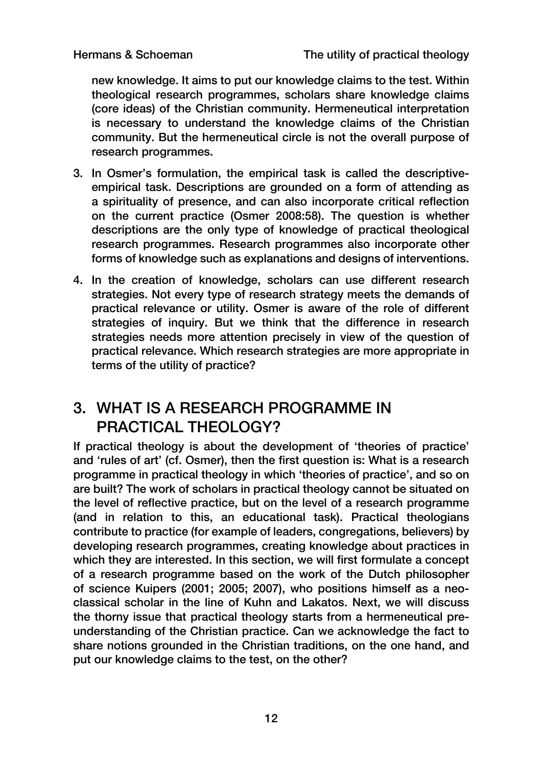new knowledge. It aims to put our knowledge claims to the test. Within theological research programmes, scholars share knowledge claims (core ideas) of the Christian community. Hermeneutical interpretation is necessary to understand the knowledge claims of the Christian community. But the hermeneutical circle is not the overall purpose of research programmes.

3. In Osmer's formulation, the empirical task is called the descriptive-empirical task. Descriptions are grounded on a form of attending as a spirituality of presence, and can also incorporate critical reflection on the current practice (Osmer 2008:58). The question is whether descriptions are the only type of knowledge of practical theological research programmes. Research programmes also incorporate other forms of knowledge such as explanations and designs of interventions.

4. In the creation of knowledge, scholars can use different research strategies. Not every type of research strategy meets the demands of practical relevance or utility. Osmer is aware of the role of different strategies of inquiry. But we think that the difference in research strategies needs more attention precisely in view of the question of practical relevance. Which research strategies are more appropriate in terms of the utility of practice?

## 3. WHAT IS A RESEARCH PROGRAMME IN PRACTICAL THEOLOGY?

If practical theology is about the development of 'theories of practice' and 'rules of art' (cf. Osmer), then the first question is: What is a research programme in practical theology in which 'theories of practice', and so on are built? The work of scholars in practical theology cannot be situated on the level of reflective practice, but on the level of a research programme (and in relation to this, an educational task). Practical theologians contribute to practice (for example of leaders, congregations, believers) by developing research programmes, creating knowledge about practices in which they are interested. In this section, we will first formulate a concept of a research programme based on the work of the Dutch philosopher of science Kuipers (2001; 2005; 2007), who positions himself as a neo-classical scholar in the line of Kuhn and Lakatos. Next, we will discuss the thorny issue that practical theology starts from a hermeneutical pre-understanding of the Christian practice. Can we acknowledge the fact to share notions grounded in the Christian traditions, on the one hand, and put our knowledge claims to the test, on the other?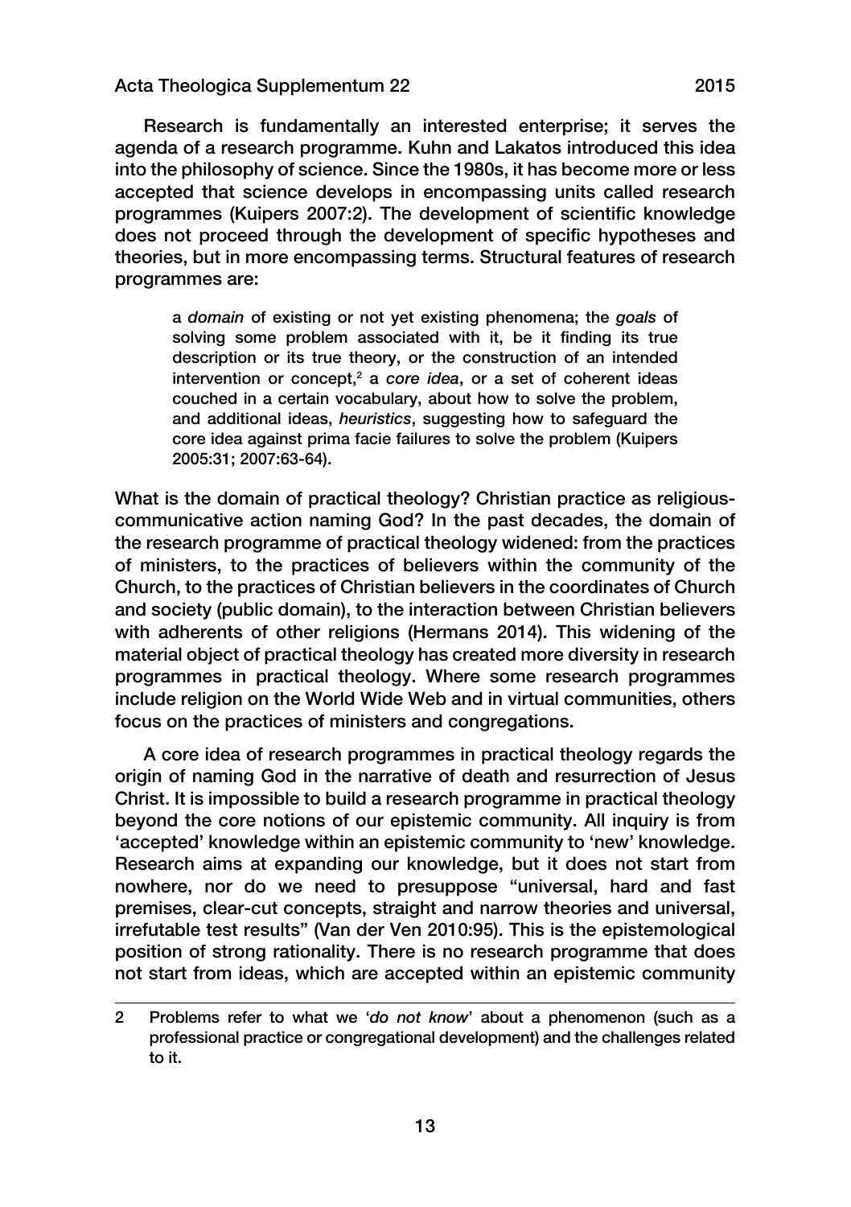Research is fundamentally an interested enterprise; it serves the agenda of a research programme. Kuhn and Lakatos introduced this idea into the philosophy of science. Since the 1980s, it has become more or less accepted that science develops in encompassing units called research programmes (Kuipers 2007:2). The development of scientific knowledge does not proceed through the development of specific hypotheses and theories, but in more encompassing terms. Structural features of research programmes are:

> a *domain* of existing or not yet existing phenomena; the *goals* of solving some problem associated with it, be it finding its true description or its true theory, or the construction of an intended intervention or concept,[2] a *core idea*, or a set of coherent ideas couched in a certain vocabulary, about how to solve the problem, and additional ideas, *heuristics*, suggesting how to safeguard the core idea against prima facie failures to solve the problem (Kuipers 2005:31; 2007:63-64).

What is the domain of practical theology? Christian practice as religious-communicative action naming God? In the past decades, the domain of the research programme of practical theology widened: from the practices of ministers, to the practices of believers within the community of the Church, to the practices of Christian believers in the coordinates of Church and society (public domain), to the interaction between Christian believers with adherents of other religions (Hermans 2014). This widening of the material object of practical theology has created more diversity in research programmes in practical theology. Where some research programmes include religion on the World Wide Web and in virtual communities, others focus on the practices of ministers and congregations.

A core idea of research programmes in practical theology regards the origin of naming God in the narrative of death and resurrection of Jesus Christ. It is impossible to build a research programme in practical theology beyond the core notions of our epistemic community. All inquiry is from 'accepted' knowledge within an epistemic community to 'new' knowledge. Research aims at expanding our knowledge, but it does not start from nowhere, nor do we need to presuppose "universal, hard and fast premises, clear-cut concepts, straight and narrow theories and universal, irrefutable test results" (Van der Ven 2010:95). This is the epistemological position of strong rationality. There is no research programme that does not start from ideas, which are accepted within an epistemic community

2 Problems refer to what we '*do not know*' about a phenomenon (such as a professional practice or congregational development) and the challenges related to it.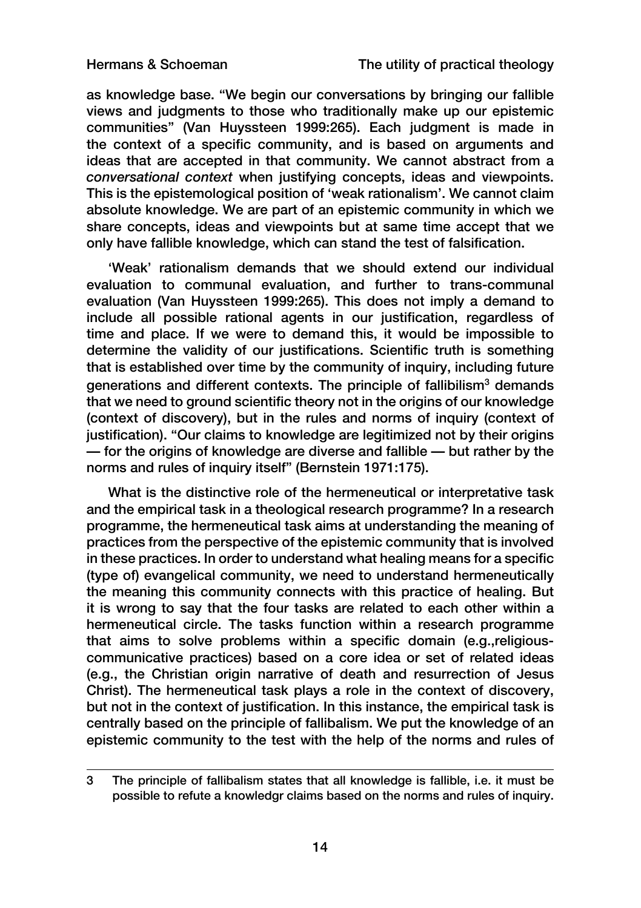as knowledge base. "We begin our conversations by bringing our fallible views and judgments to those who traditionally make up our epistemic communities" (Van Huyssteen 1999:265). Each judgment is made in the context of a specific community, and is based on arguments and ideas that are accepted in that community. We cannot abstract from a *conversational context* when justifying concepts, ideas and viewpoints. This is the epistemological position of 'weak rationalism'. We cannot claim absolute knowledge. We are part of an epistemic community in which we share concepts, ideas and viewpoints but at same time accept that we only have fallible knowledge, which can stand the test of falsification.

'Weak' rationalism demands that we should extend our individual evaluation to communal evaluation, and further to trans-communal evaluation (Van Huyssteen 1999:265). This does not imply a demand to include all possible rational agents in our justification, regardless of time and place. If we were to demand this, it would be impossible to determine the validity of our justifications. Scientific truth is something that is established over time by the community of inquiry, including future generations and different contexts. The principle of fallibilism[3] demands that we need to ground scientific theory not in the origins of our knowledge (context of discovery), but in the rules and norms of inquiry (context of justification). "Our claims to knowledge are legitimized not by their origins — for the origins of knowledge are diverse and fallible — but rather by the norms and rules of inquiry itself" (Bernstein 1971:175).

What is the distinctive role of the hermeneutical or interpretative task and the empirical task in a theological research programme? In a research programme, the hermeneutical task aims at understanding the meaning of practices from the perspective of the epistemic community that is involved in these practices. In order to understand what healing means for a specific (type of) evangelical community, we need to understand hermeneutically the meaning this community connects with this practice of healing. But it is wrong to say that the four tasks are related to each other within a hermeneutical circle. The tasks function within a research programme that aims to solve problems within a specific domain (e.g.,religious-communicative practices) based on a core idea or set of related ideas (e.g., the Christian origin narrative of death and resurrection of Jesus Christ). The hermeneutical task plays a role in the context of discovery, but not in the context of justification. In this instance, the empirical task is centrally based on the principle of fallibalism. We put the knowledge of an epistemic community to the test with the help of the norms and rules of

3 The principle of fallibalism states that all knowledge is fallible, i.e. it must be possible to refute a knowledgr claims based on the norms and rules of inquiry.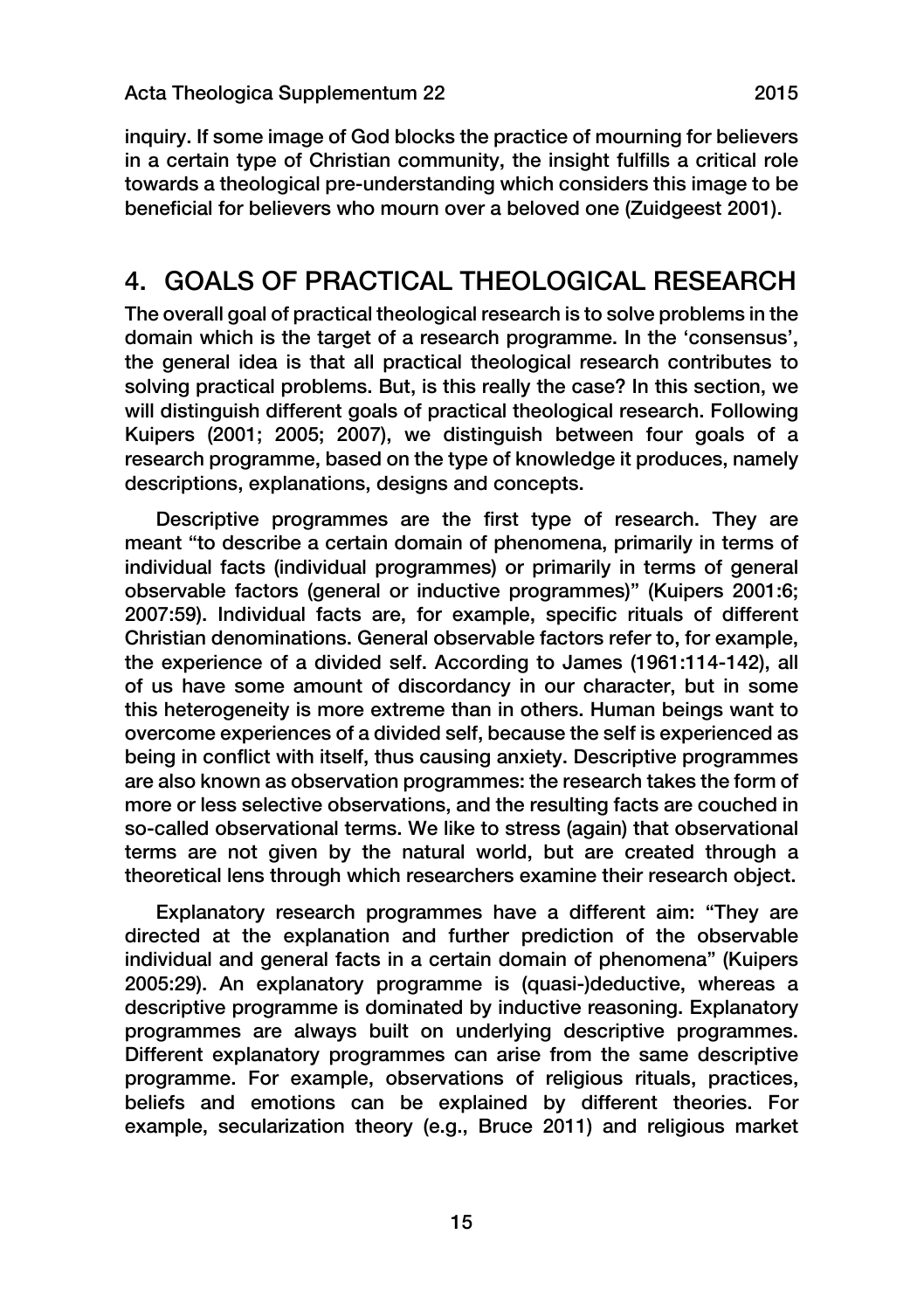inquiry. If some image of God blocks the practice of mourning for believers in a certain type of Christian community, the insight fulfills a critical role towards a theological pre-understanding which considers this image to be beneficial for believers who mourn over a beloved one (Zuidgeest 2001).

## 4. GOALS OF PRACTICAL THEOLOGICAL RESEARCH

The overall goal of practical theological research is to solve problems in the domain which is the target of a research programme. In the 'consensus', the general idea is that all practical theological research contributes to solving practical problems. But, is this really the case? In this section, we will distinguish different goals of practical theological research. Following Kuipers (2001; 2005; 2007), we distinguish between four goals of a research programme, based on the type of knowledge it produces, namely descriptions, explanations, designs and concepts.

Descriptive programmes are the first type of research. They are meant "to describe a certain domain of phenomena, primarily in terms of individual facts (individual programmes) or primarily in terms of general observable factors (general or inductive programmes)" (Kuipers 2001:6; 2007:59). Individual facts are, for example, specific rituals of different Christian denominations. General observable factors refer to, for example, the experience of a divided self. According to James (1961:114-142), all of us have some amount of discordancy in our character, but in some this heterogeneity is more extreme than in others. Human beings want to overcome experiences of a divided self, because the self is experienced as being in conflict with itself, thus causing anxiety. Descriptive programmes are also known as observation programmes: the research takes the form of more or less selective observations, and the resulting facts are couched in so-called observational terms. We like to stress (again) that observational terms are not given by the natural world, but are created through a theoretical lens through which researchers examine their research object.

Explanatory research programmes have a different aim: "They are directed at the explanation and further prediction of the observable individual and general facts in a certain domain of phenomena" (Kuipers 2005:29). An explanatory programme is (quasi-)deductive, whereas a descriptive programme is dominated by inductive reasoning. Explanatory programmes are always built on underlying descriptive programmes. Different explanatory programmes can arise from the same descriptive programme. For example, observations of religious rituals, practices, beliefs and emotions can be explained by different theories. For example, secularization theory (e.g., Bruce 2011) and religious market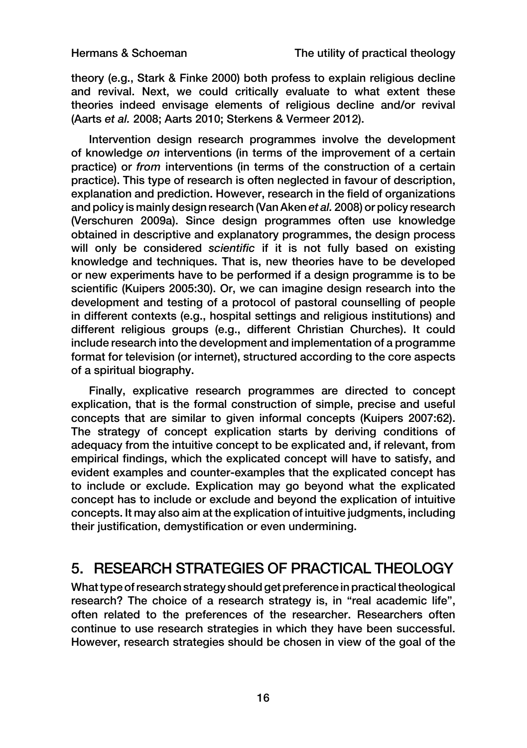theory (e.g., Stark & Finke 2000) both profess to explain religious decline and revival. Next, we could critically evaluate to what extent these theories indeed envisage elements of religious decline and/or revival (Aarts *et al.* 2008; Aarts 2010; Sterkens & Vermeer 2012).

Intervention design research programmes involve the development of knowledge *on* interventions (in terms of the improvement of a certain practice) or *from* interventions (in terms of the construction of a certain practice). This type of research is often neglected in favour of description, explanation and prediction. However, research in the field of organizations and policy is mainly design research (Van Aken *et al.* 2008) or policy research (Verschuren 2009a). Since design programmes often use knowledge obtained in descriptive and explanatory programmes, the design process will only be considered *scientific* if it is not fully based on existing knowledge and techniques. That is, new theories have to be developed or new experiments have to be performed if a design programme is to be scientific (Kuipers 2005:30). Or, we can imagine design research into the development and testing of a protocol of pastoral counselling of people in different contexts (e.g., hospital settings and religious institutions) and different religious groups (e.g., different Christian Churches). It could include research into the development and implementation of a programme format for television (or internet), structured according to the core aspects of a spiritual biography.

Finally, explicative research programmes are directed to concept explication, that is the formal construction of simple, precise and useful concepts that are similar to given informal concepts (Kuipers 2007:62). The strategy of concept explication starts by deriving conditions of adequacy from the intuitive concept to be explicated and, if relevant, from empirical findings, which the explicated concept will have to satisfy, and evident examples and counter-examples that the explicated concept has to include or exclude. Explication may go beyond what the explicated concept has to include or exclude and beyond the explication of intuitive concepts. It may also aim at the explication of intuitive judgments, including their justification, demystification or even undermining.

## 5. RESEARCH STRATEGIES OF PRACTICAL THEOLOGY

What type of research strategy should get preference in practical theological research? The choice of a research strategy is, in "real academic life", often related to the preferences of the researcher. Researchers often continue to use research strategies in which they have been successful. However, research strategies should be chosen in view of the goal of the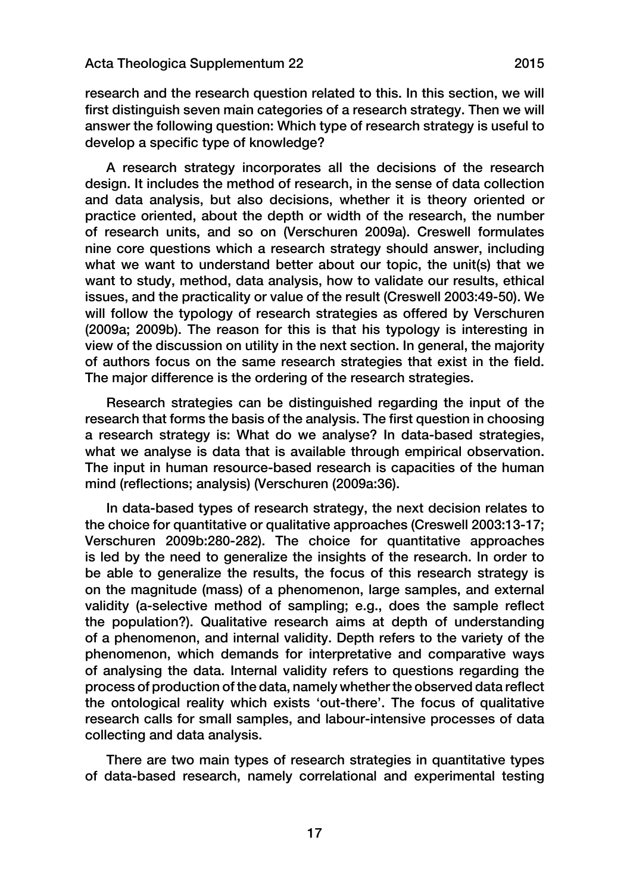research and the research question related to this. In this section, we will first distinguish seven main categories of a research strategy. Then we will answer the following question: Which type of research strategy is useful to develop a specific type of knowledge?

A research strategy incorporates all the decisions of the research design. It includes the method of research, in the sense of data collection and data analysis, but also decisions, whether it is theory oriented or practice oriented, about the depth or width of the research, the number of research units, and so on (Verschuren 2009a). Creswell formulates nine core questions which a research strategy should answer, including what we want to understand better about our topic, the unit(s) that we want to study, method, data analysis, how to validate our results, ethical issues, and the practicality or value of the result (Creswell 2003:49-50). We will follow the typology of research strategies as offered by Verschuren (2009a; 2009b). The reason for this is that his typology is interesting in view of the discussion on utility in the next section. In general, the majority of authors focus on the same research strategies that exist in the field. The major difference is the ordering of the research strategies.

Research strategies can be distinguished regarding the input of the research that forms the basis of the analysis. The first question in choosing a research strategy is: What do we analyse? In data-based strategies, what we analyse is data that is available through empirical observation. The input in human resource-based research is capacities of the human mind (reflections; analysis) (Verschuren (2009a:36).

In data-based types of research strategy, the next decision relates to the choice for quantitative or qualitative approaches (Creswell 2003:13-17; Verschuren 2009b:280-282). The choice for quantitative approaches is led by the need to generalize the insights of the research. In order to be able to generalize the results, the focus of this research strategy is on the magnitude (mass) of a phenomenon, large samples, and external validity (a-selective method of sampling; e.g., does the sample reflect the population?). Qualitative research aims at depth of understanding of a phenomenon, and internal validity. Depth refers to the variety of the phenomenon, which demands for interpretative and comparative ways of analysing the data. Internal validity refers to questions regarding the process of production of the data, namely whether the observed data reflect the ontological reality which exists 'out-there'. The focus of qualitative research calls for small samples, and labour-intensive processes of data collecting and data analysis.

There are two main types of research strategies in quantitative types of data-based research, namely correlational and experimental testing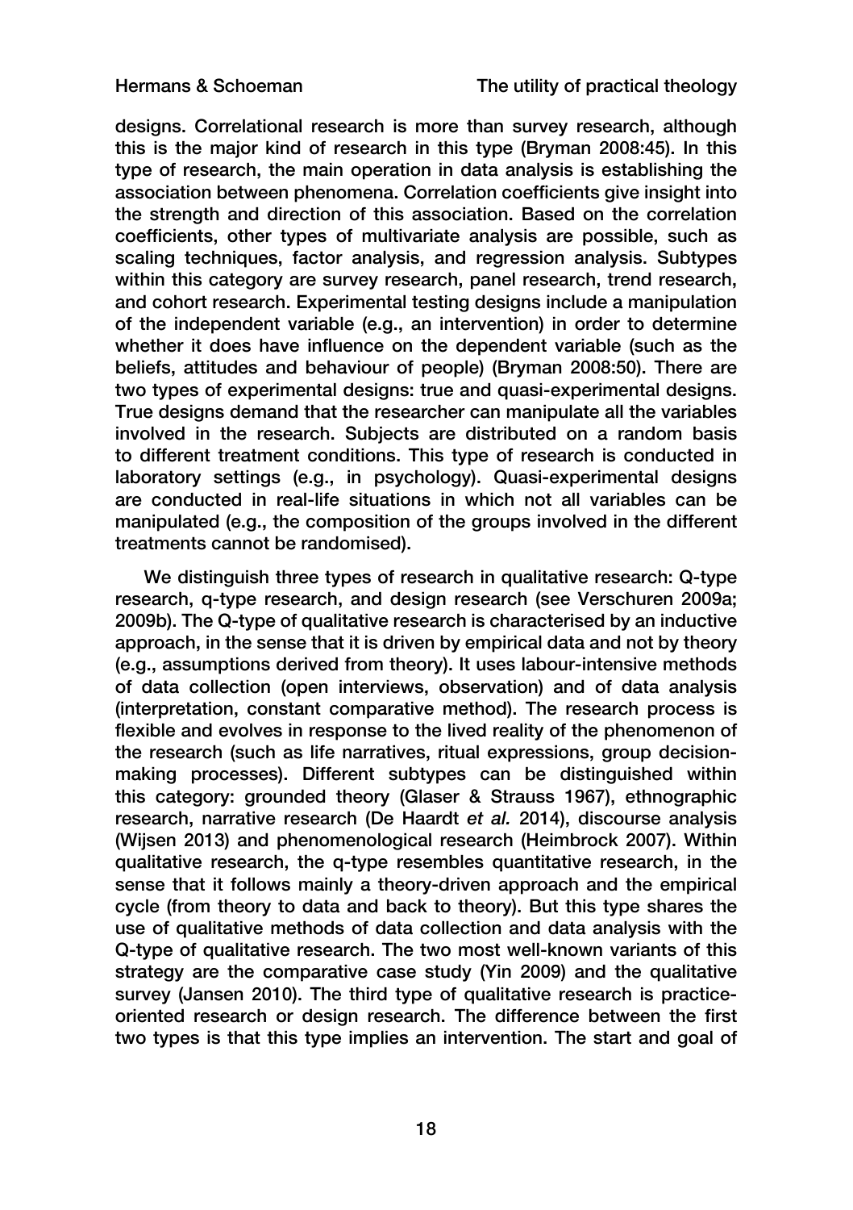designs. Correlational research is more than survey research, although this is the major kind of research in this type (Bryman 2008:45). In this type of research, the main operation in data analysis is establishing the association between phenomena. Correlation coefficients give insight into the strength and direction of this association. Based on the correlation coefficients, other types of multivariate analysis are possible, such as scaling techniques, factor analysis, and regression analysis. Subtypes within this category are survey research, panel research, trend research, and cohort research. Experimental testing designs include a manipulation of the independent variable (e.g., an intervention) in order to determine whether it does have influence on the dependent variable (such as the beliefs, attitudes and behaviour of people) (Bryman 2008:50). There are two types of experimental designs: true and quasi-experimental designs. True designs demand that the researcher can manipulate all the variables involved in the research. Subjects are distributed on a random basis to different treatment conditions. This type of research is conducted in laboratory settings (e.g., in psychology). Quasi-experimental designs are conducted in real-life situations in which not all variables can be manipulated (e.g., the composition of the groups involved in the different treatments cannot be randomised).

We distinguish three types of research in qualitative research: Q-type research, q-type research, and design research (see Verschuren 2009a; 2009b). The Q-type of qualitative research is characterised by an inductive approach, in the sense that it is driven by empirical data and not by theory (e.g., assumptions derived from theory). It uses labour-intensive methods of data collection (open interviews, observation) and of data analysis (interpretation, constant comparative method). The research process is flexible and evolves in response to the lived reality of the phenomenon of the research (such as life narratives, ritual expressions, group decision-making processes). Different subtypes can be distinguished within this category: grounded theory (Glaser & Strauss 1967), ethnographic research, narrative research (De Haardt *et al.* 2014), discourse analysis (Wijsen 2013) and phenomenological research (Heimbrock 2007). Within qualitative research, the q-type resembles quantitative research, in the sense that it follows mainly a theory-driven approach and the empirical cycle (from theory to data and back to theory). But this type shares the use of qualitative methods of data collection and data analysis with the Q-type of qualitative research. The two most well-known variants of this strategy are the comparative case study (Yin 2009) and the qualitative survey (Jansen 2010). The third type of qualitative research is practice-oriented research or design research. The difference between the first two types is that this type implies an intervention. The start and goal of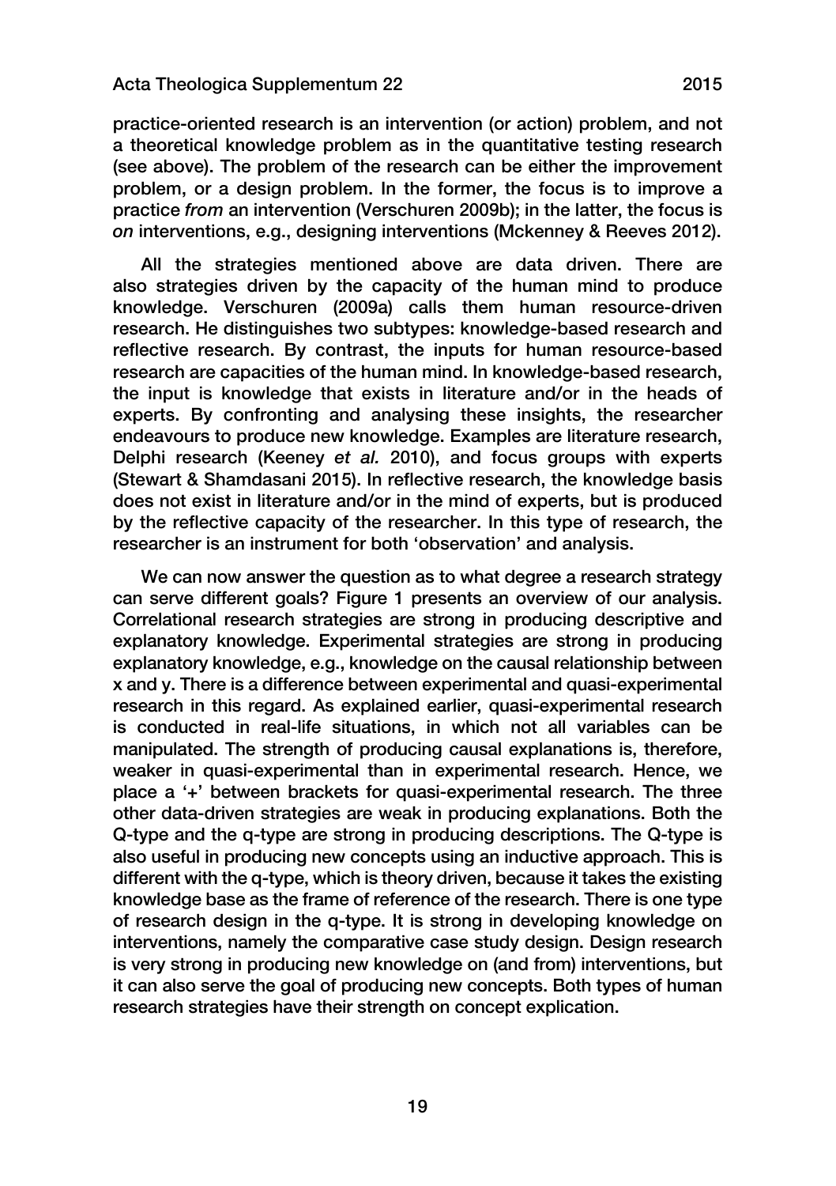practice-oriented research is an intervention (or action) problem, and not a theoretical knowledge problem as in the quantitative testing research (see above). The problem of the research can be either the improvement problem, or a design problem. In the former, the focus is to improve a practice *from* an intervention (Verschuren 2009b); in the latter, the focus is *on* interventions, e.g., designing interventions (Mckenney & Reeves 2012).

All the strategies mentioned above are data driven. There are also strategies driven by the capacity of the human mind to produce knowledge. Verschuren (2009a) calls them human resource-driven research. He distinguishes two subtypes: knowledge-based research and reflective research. By contrast, the inputs for human resource-based research are capacities of the human mind. In knowledge-based research, the input is knowledge that exists in literature and/or in the heads of experts. By confronting and analysing these insights, the researcher endeavours to produce new knowledge. Examples are literature research, Delphi research (Keeney *et al.* 2010), and focus groups with experts (Stewart & Shamdasani 2015). In reflective research, the knowledge basis does not exist in literature and/or in the mind of experts, but is produced by the reflective capacity of the researcher. In this type of research, the researcher is an instrument for both 'observation' and analysis.

We can now answer the question as to what degree a research strategy can serve different goals? Figure 1 presents an overview of our analysis. Correlational research strategies are strong in producing descriptive and explanatory knowledge. Experimental strategies are strong in producing explanatory knowledge, e.g., knowledge on the causal relationship between x and y. There is a difference between experimental and quasi-experimental research in this regard. As explained earlier, quasi-experimental research is conducted in real-life situations, in which not all variables can be manipulated. The strength of producing causal explanations is, therefore, weaker in quasi-experimental than in experimental research. Hence, we place a '+' between brackets for quasi-experimental research. The three other data-driven strategies are weak in producing explanations. Both the Q-type and the q-type are strong in producing descriptions. The Q-type is also useful in producing new concepts using an inductive approach. This is different with the q-type, which is theory driven, because it takes the existing knowledge base as the frame of reference of the research. There is one type of research design in the q-type. It is strong in developing knowledge on interventions, namely the comparative case study design. Design research is very strong in producing new knowledge on (and from) interventions, but it can also serve the goal of producing new concepts. Both types of human research strategies have their strength on concept explication.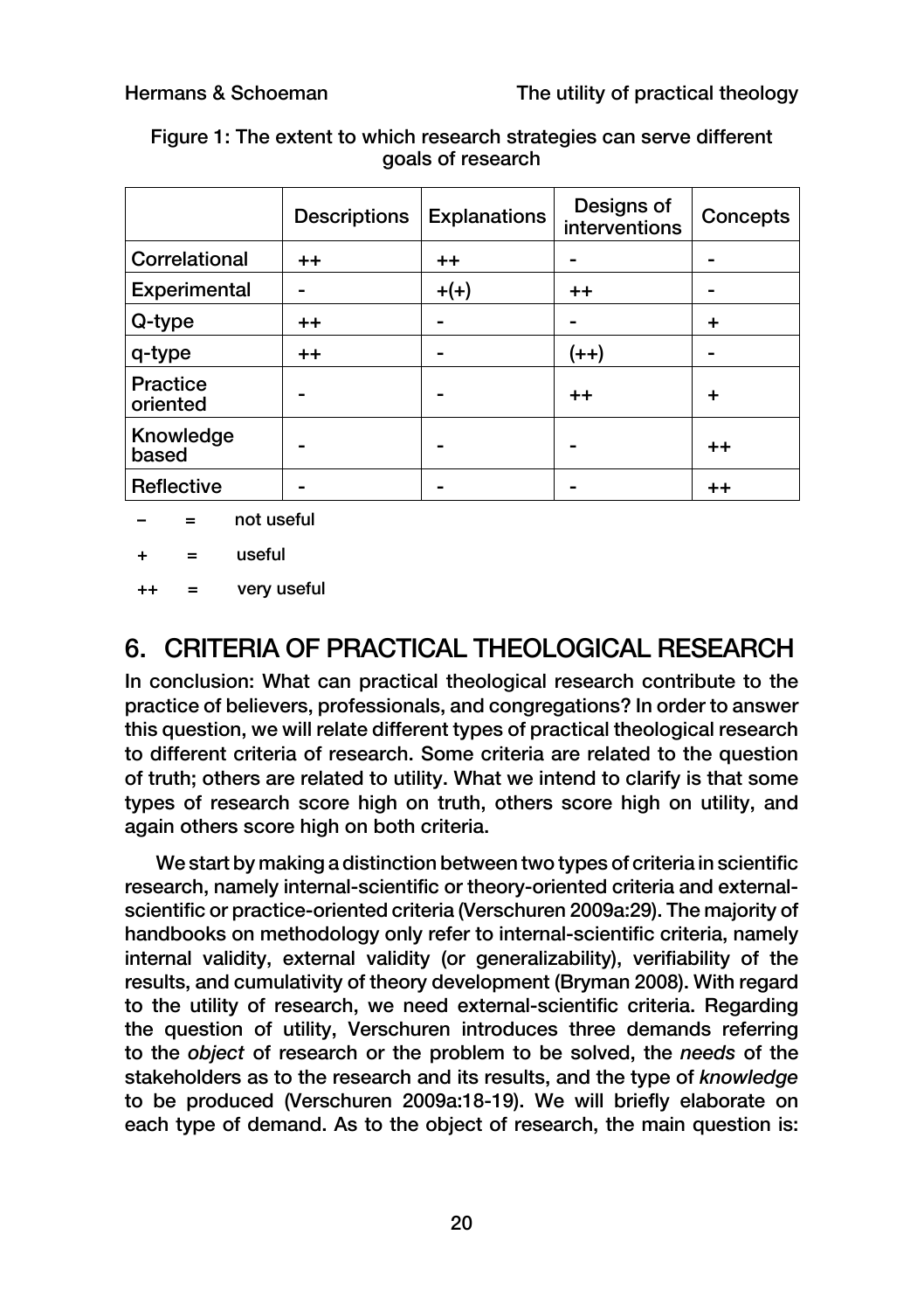Figure 1: The extent to which research strategies can serve different goals of research

| | Descriptions | Explanations | Designs of interventions | Concepts |
|---|---|---|---|---|
| Correlational | ++ | ++ | - | - |
| Experimental | - | +(+) | ++ | - |
| Q-type | ++ | - | - | + |
| q-type | ++ | - | (++) | - |
| Practice oriented | - | - | ++ | + |
| Knowledge based | - | - | - | ++ |
| Reflective | - | - | - | ++ |

– = not useful

+ = useful

++ = very useful

## 6. CRITERIA OF PRACTICAL THEOLOGICAL RESEARCH

In conclusion: What can practical theological research contribute to the practice of believers, professionals, and congregations? In order to answer this question, we will relate different types of practical theological research to different criteria of research. Some criteria are related to the question of truth; others are related to utility. What we intend to clarify is that some types of research score high on truth, others score high on utility, and again others score high on both criteria.

We start by making a distinction between two types of criteria in scientific research, namely internal-scientific or theory-oriented criteria and external-scientific or practice-oriented criteria (Verschuren 2009a:29). The majority of handbooks on methodology only refer to internal-scientific criteria, namely internal validity, external validity (or generalizability), verifiability of the results, and cumulativity of theory development (Bryman 2008). With regard to the utility of research, we need external-scientific criteria. Regarding the question of utility, Verschuren introduces three demands referring to the *object* of research or the problem to be solved, the *needs* of the stakeholders as to the research and its results, and the type of *knowledge* to be produced (Verschuren 2009a:18-19). We will briefly elaborate on each type of demand. As to the object of research, the main question is: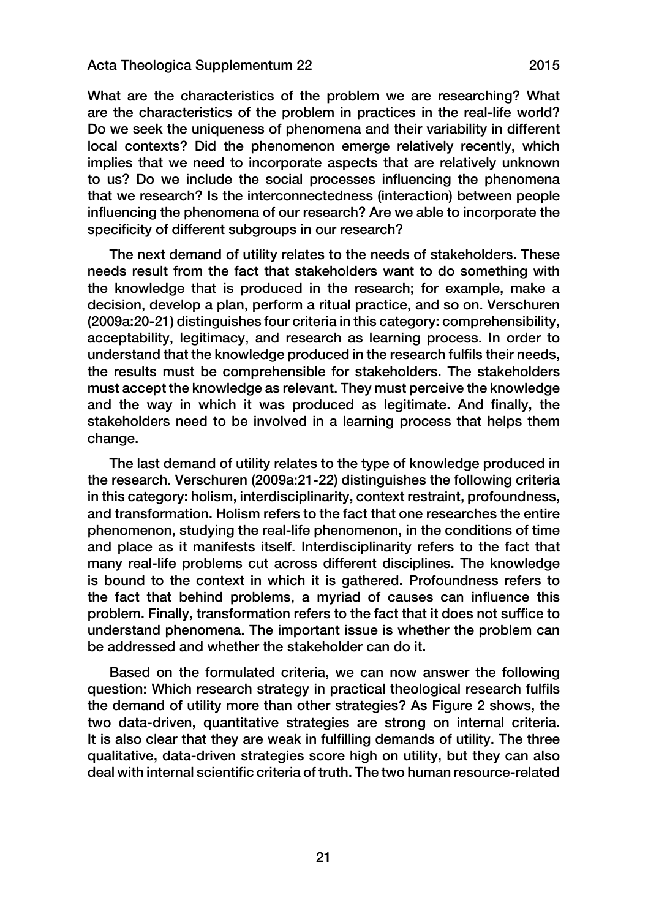What are the characteristics of the problem we are researching? What are the characteristics of the problem in practices in the real-life world? Do we seek the uniqueness of phenomena and their variability in different local contexts? Did the phenomenon emerge relatively recently, which implies that we need to incorporate aspects that are relatively unknown to us? Do we include the social processes influencing the phenomena that we research? Is the interconnectedness (interaction) between people influencing the phenomena of our research? Are we able to incorporate the specificity of different subgroups in our research?

The next demand of utility relates to the needs of stakeholders. These needs result from the fact that stakeholders want to do something with the knowledge that is produced in the research; for example, make a decision, develop a plan, perform a ritual practice, and so on. Verschuren (2009a:20-21) distinguishes four criteria in this category: comprehensibility, acceptability, legitimacy, and research as learning process. In order to understand that the knowledge produced in the research fulfils their needs, the results must be comprehensible for stakeholders. The stakeholders must accept the knowledge as relevant. They must perceive the knowledge and the way in which it was produced as legitimate. And finally, the stakeholders need to be involved in a learning process that helps them change.

The last demand of utility relates to the type of knowledge produced in the research. Verschuren (2009a:21-22) distinguishes the following criteria in this category: holism, interdisciplinarity, context restraint, profoundness, and transformation. Holism refers to the fact that one researches the entire phenomenon, studying the real-life phenomenon, in the conditions of time and place as it manifests itself. Interdisciplinarity refers to the fact that many real-life problems cut across different disciplines. The knowledge is bound to the context in which it is gathered. Profoundness refers to the fact that behind problems, a myriad of causes can influence this problem. Finally, transformation refers to the fact that it does not suffice to understand phenomena. The important issue is whether the problem can be addressed and whether the stakeholder can do it.

Based on the formulated criteria, we can now answer the following question: Which research strategy in practical theological research fulfils the demand of utility more than other strategies? As Figure 2 shows, the two data-driven, quantitative strategies are strong on internal criteria. It is also clear that they are weak in fulfilling demands of utility. The three qualitative, data-driven strategies score high on utility, but they can also deal with internal scientific criteria of truth. The two human resource-related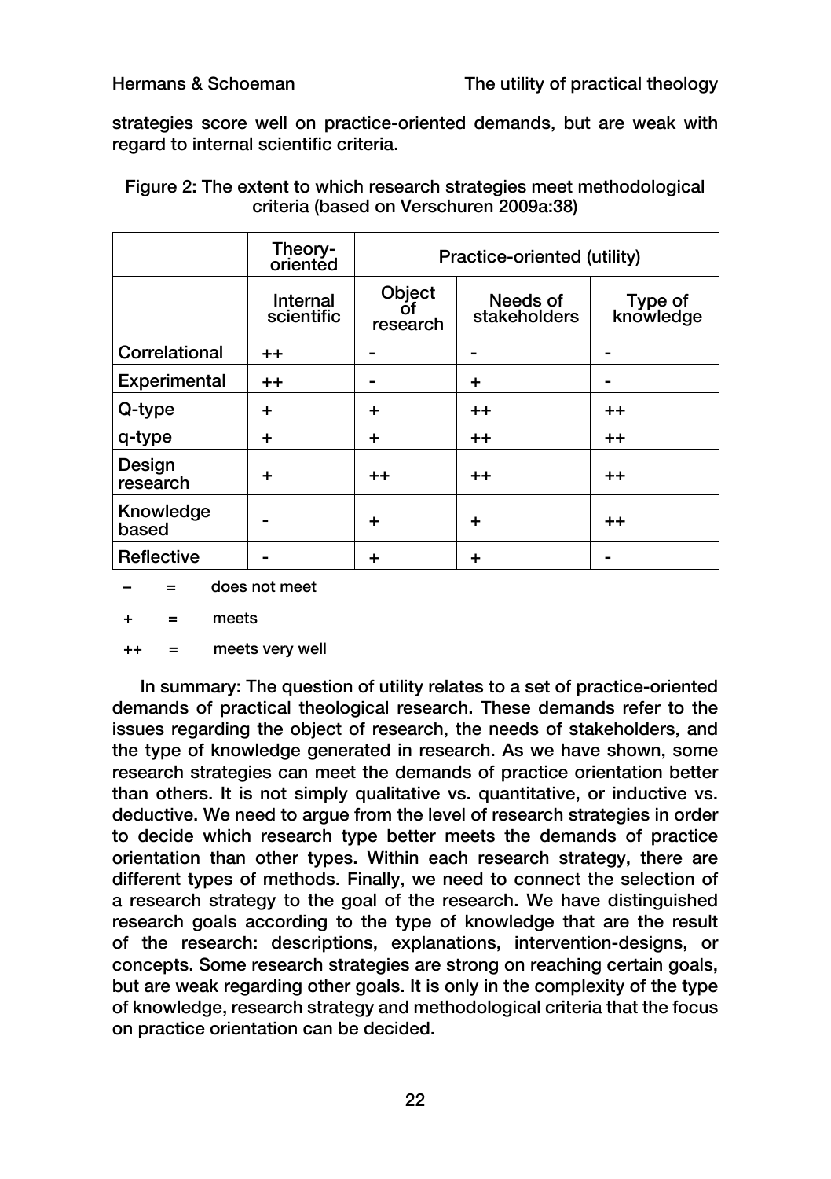strategies score well on practice-oriented demands, but are weak with regard to internal scientific criteria.

Figure 2: The extent to which research strategies meet methodological criteria (based on Verschuren 2009a:38)

| | Theory-oriented | Practice-oriented (utility) | | |
|---|---|---|---|---|
| | Internal scientific | Object of research | Needs of stakeholders | Type of knowledge |
| Correlational | ++ | - | - | - |
| Experimental | ++ | - | + | - |
| Q-type | + | + | ++ | ++ |
| q-type | + | + | ++ | ++ |
| Design research | + | ++ | ++ | ++ |
| Knowledge based | - | + | + | ++ |
| Reflective | - | + | + | - |

– = does not meet

\+ = meets

++ = meets very well

In summary: The question of utility relates to a set of practice-oriented demands of practical theological research. These demands refer to the issues regarding the object of research, the needs of stakeholders, and the type of knowledge generated in research. As we have shown, some research strategies can meet the demands of practice orientation better than others. It is not simply qualitative vs. quantitative, or inductive vs. deductive. We need to argue from the level of research strategies in order to decide which research type better meets the demands of practice orientation than other types. Within each research strategy, there are different types of methods. Finally, we need to connect the selection of a research strategy to the goal of the research. We have distinguished research goals according to the type of knowledge that are the result of the research: descriptions, explanations, intervention-designs, or concepts. Some research strategies are strong on reaching certain goals, but are weak regarding other goals. It is only in the complexity of the type of knowledge, research strategy and methodological criteria that the focus on practice orientation can be decided.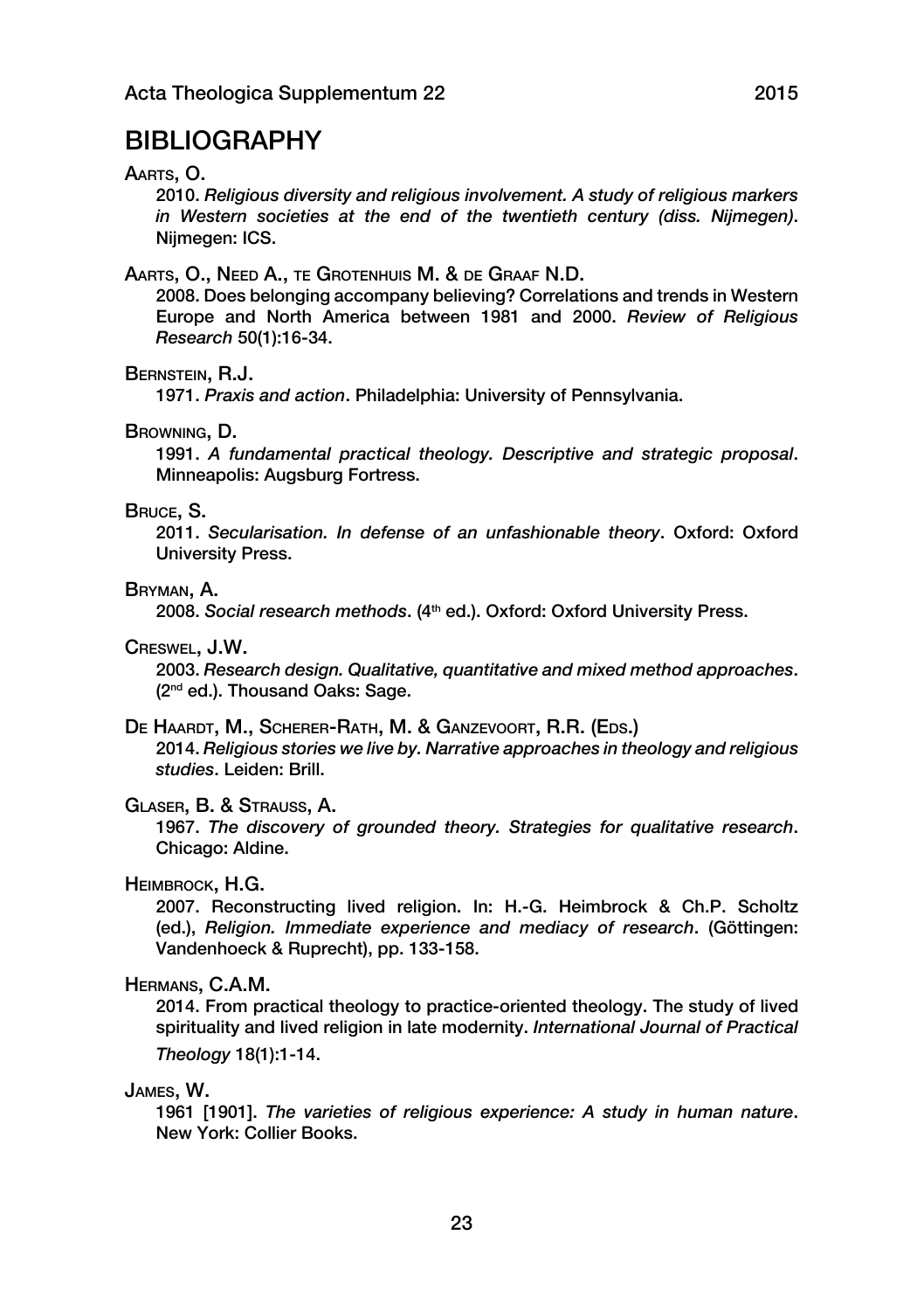## BIBLIOGRAPHY

AARTS, O.

2010. *Religious diversity and religious involvement. A study of religious markers in Western societies at the end of the twentieth century (diss. Nijmegen)*. Nijmegen: ICS.

AARTS, O., NEED A., TE GROTENHUIS M. & DE GRAAF N.D.

2008. Does belonging accompany believing? Correlations and trends in Western Europe and North America between 1981 and 2000. *Review of Religious Research* 50(1):16-34.

BERNSTEIN, R.J.

1971. *Praxis and action*. Philadelphia: University of Pennsylvania.

BROWNING, D.

1991. *A fundamental practical theology. Descriptive and strategic proposal*. Minneapolis: Augsburg Fortress.

BRUCE, S.

2011. *Secularisation. In defense of an unfashionable theory*. Oxford: Oxford University Press.

BRYMAN, A.

2008. *Social research methods*. (4th ed.). Oxford: Oxford University Press.

CRESWEL, J.W.

2003. *Research design. Qualitative, quantitative and mixed method approaches*. (2nd ed.). Thousand Oaks: Sage.

DE HAARDT, M., SCHERER-RATH, M. & GANZEVOORT, R.R. (EDS.)

2014. *Religious stories we live by. Narrative approaches in theology and religious studies*. Leiden: Brill.

GLASER, B. & STRAUSS, A.

1967. *The discovery of grounded theory. Strategies for qualitative research*. Chicago: Aldine.

HEIMBROCK, H.G.

2007. Reconstructing lived religion. In: H.-G. Heimbrock & Ch.P. Scholtz (ed.), *Religion. Immediate experience and mediacy of research*. (Göttingen: Vandenhoeck & Ruprecht), pp. 133-158.

HERMANS, C.A.M.

2014. From practical theology to practice-oriented theology. The study of lived spirituality and lived religion in late modernity. *International Journal of Practical Theology* 18(1):1-14.

JAMES, W.

1961 [1901]. *The varieties of religious experience: A study in human nature*. New York: Collier Books.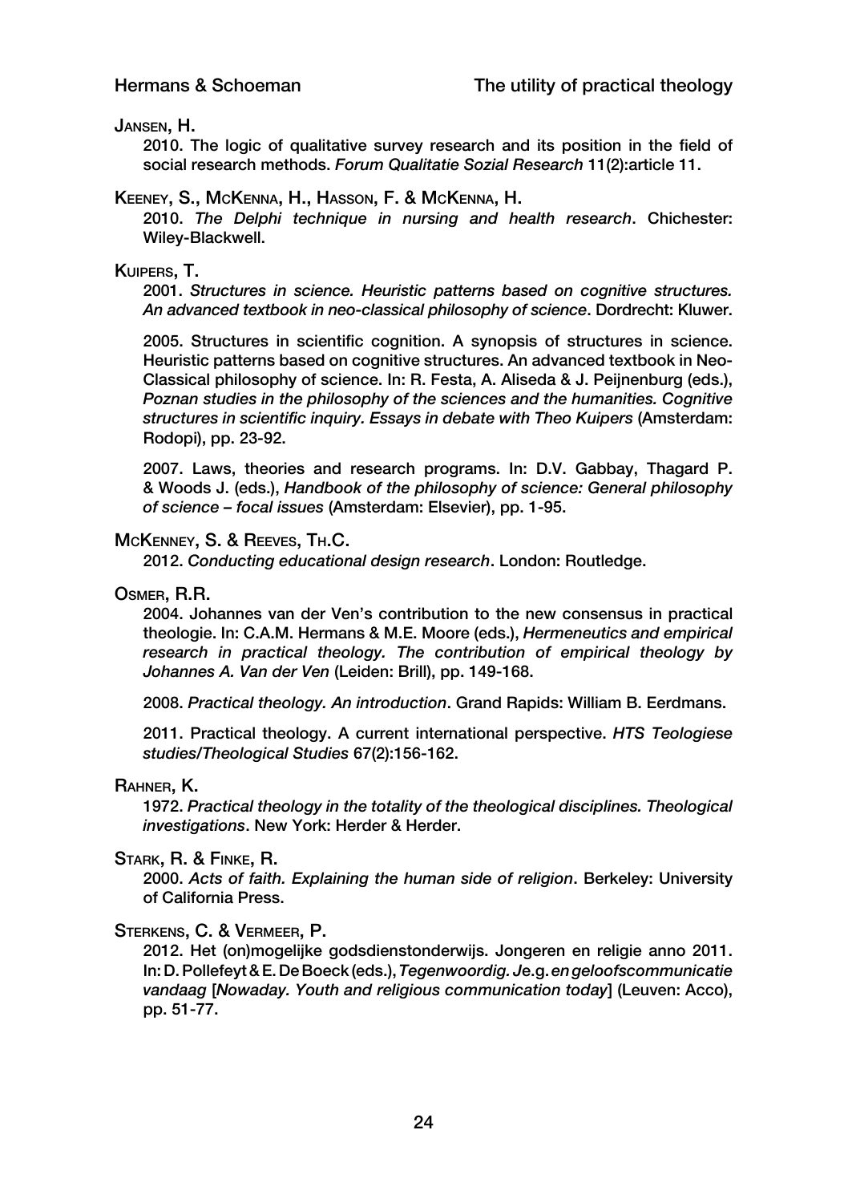Jansen, H.

2010. The logic of qualitative survey research and its position in the field of social research methods. *Forum Qualitatie Sozial Research* 11(2):article 11.

Keeney, S., McKenna, H., Hasson, F. & McKenna, H.

2010. *The Delphi technique in nursing and health research*. Chichester: Wiley-Blackwell.

Kuipers, T.

2001. *Structures in science. Heuristic patterns based on cognitive structures. An advanced textbook in neo-classical philosophy of science*. Dordrecht: Kluwer.

2005. Structures in scientific cognition. A synopsis of structures in science. Heuristic patterns based on cognitive structures. An advanced textbook in Neo-Classical philosophy of science. In: R. Festa, A. Aliseda & J. Peijnenburg (eds.), *Poznan studies in the philosophy of the sciences and the humanities. Cognitive structures in scientific inquiry. Essays in debate with Theo Kuipers* (Amsterdam: Rodopi), pp. 23-92.

2007. Laws, theories and research programs. In: D.V. Gabbay, Thagard P. & Woods J. (eds.), *Handbook of the philosophy of science: General philosophy of science – focal issues* (Amsterdam: Elsevier), pp. 1-95.

McKenney, S. & Reeves, Th.C.

2012. *Conducting educational design research*. London: Routledge.

Osmer, R.R.

2004. Johannes van der Ven's contribution to the new consensus in practical theologie. In: C.A.M. Hermans & M.E. Moore (eds.), *Hermeneutics and empirical research in practical theology. The contribution of empirical theology by Johannes A. Van der Ven* (Leiden: Brill), pp. 149-168.

2008. *Practical theology. An introduction*. Grand Rapids: William B. Eerdmans.

2011. Practical theology. A current international perspective. *HTS Teologiese studies/Theological Studies* 67(2):156-162.

Rahner, K.

1972. *Practical theology in the totality of the theological disciplines. Theological investigations*. New York: Herder & Herder.

Stark, R. & Finke, R.

2000. *Acts of faith. Explaining the human side of religion*. Berkeley: University of California Press.

Sterkens, C. & Vermeer, P.

2012. Het (on)mogelijke godsdienstonderwijs. Jongeren en religie anno 2011. In: D. Pollefeyt & E. De Boeck (eds.), *Tegenwoordig. Je.g. en geloofscommunicatie vandaag* [*Nowaday. Youth and religious communication today*] (Leuven: Acco), pp. 51-77.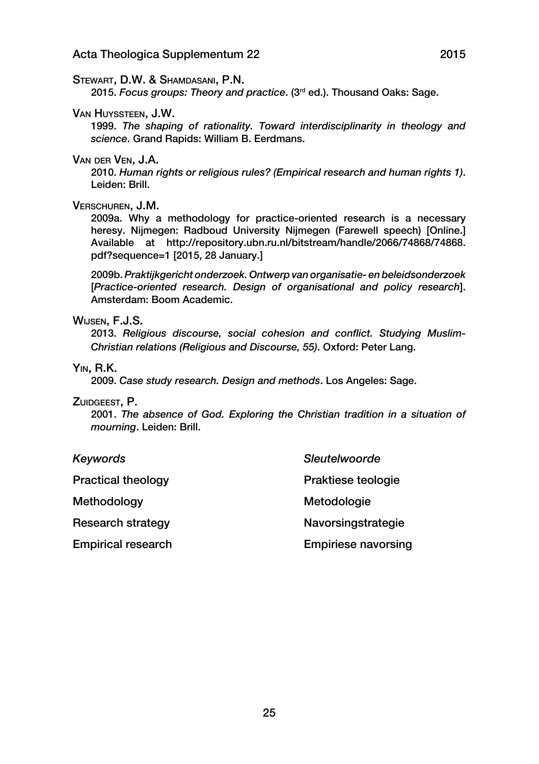STEWART, D.W. & SHAMDASANI, P.N.

2015. *Focus groups: Theory and practice*. (3rd ed.). Thousand Oaks: Sage.

VAN HUYSSTEEN, J.W.

1999. *The shaping of rationality. Toward interdisciplinarity in theology and science*. Grand Rapids: William B. Eerdmans.

VAN DER VEN, J.A.

2010. *Human rights or religious rules? (Empirical research and human rights 1)*. Leiden: Brill.

VERSCHUREN, J.M.

2009a. Why a methodology for practice-oriented research is a necessary heresy. Nijmegen: Radboud University Nijmegen (Farewell speech) [Online.] Available at http://repository.ubn.ru.nl/bitstream/handle/2066/74868/74868.pdf?sequence=1 [2015, 28 January.]

2009b. *Praktijkgericht onderzoek. Ontwerp van organisatie- en beleidsonderzoek* [*Practice-oriented research. Design of organisational and policy research*]. Amsterdam: Boom Academic.

WIJSEN, F.J.S.

2013. *Religious discourse, social cohesion and conflict. Studying Muslim-Christian relations (Religious and Discourse, 55)*. Oxford: Peter Lang.

YIN, R.K.

2009. *Case study research. Design and methods*. Los Angeles: Sage.

ZUIDGEEST, P.

2001. *The absence of God. Exploring the Christian tradition in a situation of mourning*. Leiden: Brill.

| *Keywords* | *Sleutelwoorde* |
| --- | --- |
| Practical theology | Praktiese teologie |
| Methodology | Metodologie |
| Research strategy | Navorsingstrategie |
| Empirical research | Empiriese navorsing |